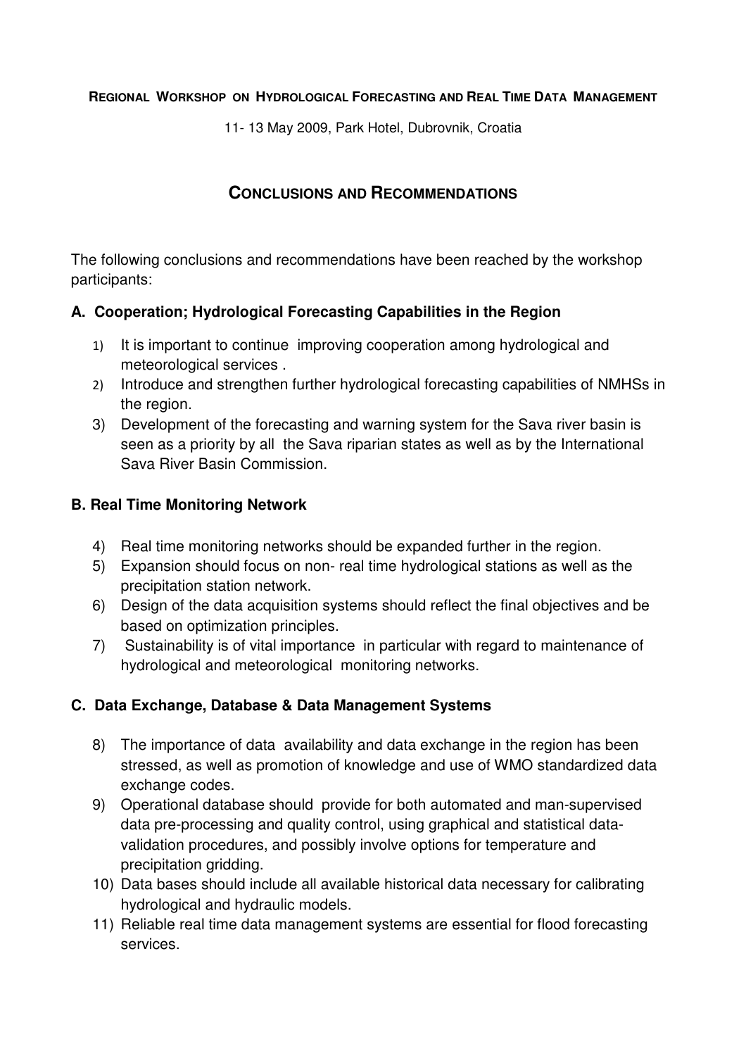**REGIONAL WORKSHOP ON HYDROLOGICAL FORECASTING AND REAL TIME DATA MANAGEMENT**

11- 13 May 2009, Park Hotel, Dubrovnik, Croatia

# CONCLUSIONS AND RECOMMENDATIONS

The following conclusions and recommendations have been reached by the workshop participants:

## A. Cooperation; Hydrological Forecasting Capabilities in the Region

1) It is important to continue improving cooperation among hydrological and meteorological services .
2) Introduce and strengthen further hydrological forecasting capabilities of NMHSs in the region.
3) Development of the forecasting and warning system for the Sava river basin is seen as a priority by all the Sava riparian states as well as by the International Sava River Basin Commission.

## B. Real Time Monitoring Network

4) Real time monitoring networks should be expanded further in the region.
5) Expansion should focus on non- real time hydrological stations as well as the precipitation station network.
6) Design of the data acquisition systems should reflect the final objectives and be based on optimization principles.
7) Sustainability is of vital importance in particular with regard to maintenance of hydrological and meteorological monitoring networks.

## C. Data Exchange, Database & Data Management Systems

8) The importance of data availability and data exchange in the region has been stressed, as well as promotion of knowledge and use of WMO standardized data exchange codes.
9) Operational database should provide for both automated and man-supervised data pre-processing and quality control, using graphical and statistical data-validation procedures, and possibly involve options for temperature and precipitation gridding.
10) Data bases should include all available historical data necessary for calibrating hydrological and hydraulic models.
11) Reliable real time data management systems are essential for flood forecasting services.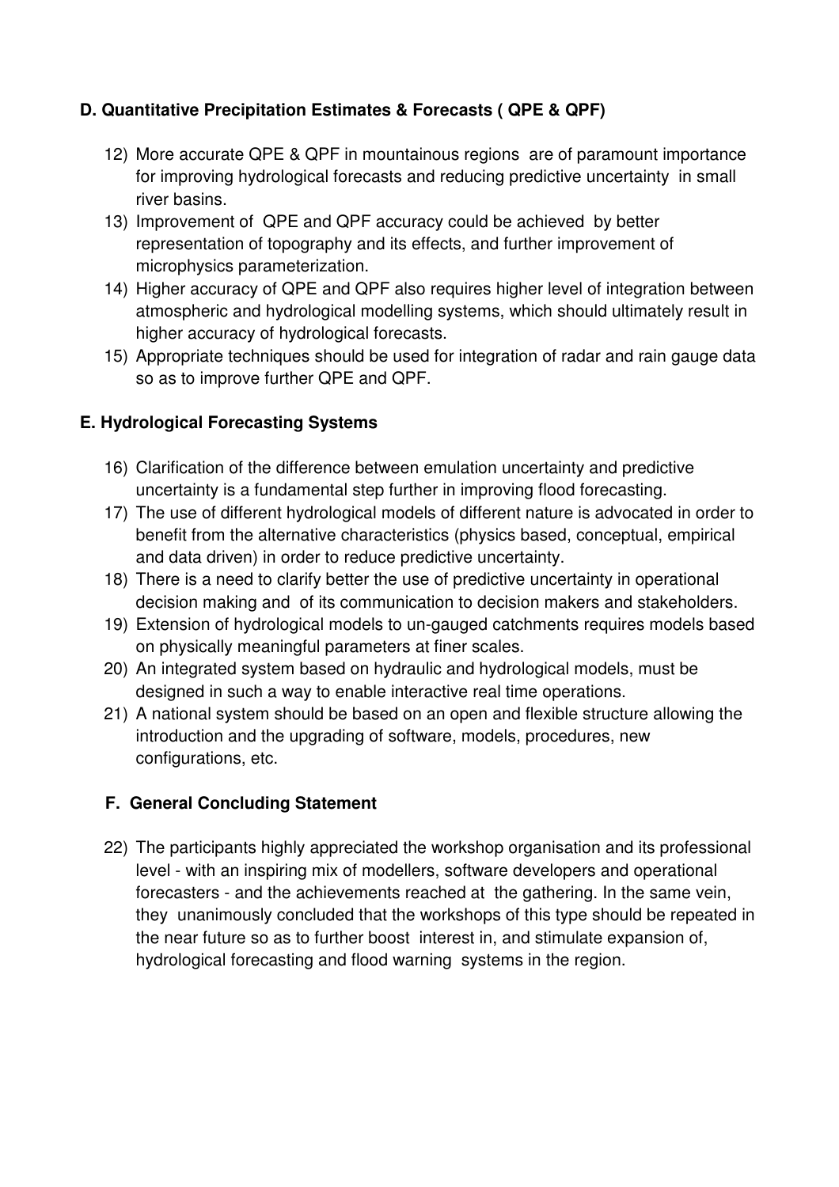### D. Quantitative Precipitation Estimates & Forecasts ( QPE & QPF)

12) More accurate QPE & QPF in mountainous regions are of paramount importance for improving hydrological forecasts and reducing predictive uncertainty in small river basins.
13) Improvement of QPE and QPF accuracy could be achieved by better representation of topography and its effects, and further improvement of microphysics parameterization.
14) Higher accuracy of QPE and QPF also requires higher level of integration between atmospheric and hydrological modelling systems, which should ultimately result in higher accuracy of hydrological forecasts.
15) Appropriate techniques should be used for integration of radar and rain gauge data so as to improve further QPE and QPF.

### E. Hydrological Forecasting Systems

16) Clarification of the difference between emulation uncertainty and predictive uncertainty is a fundamental step further in improving flood forecasting.
17) The use of different hydrological models of different nature is advocated in order to benefit from the alternative characteristics (physics based, conceptual, empirical and data driven) in order to reduce predictive uncertainty.
18) There is a need to clarify better the use of predictive uncertainty in operational decision making and of its communication to decision makers and stakeholders.
19) Extension of hydrological models to un-gauged catchments requires models based on physically meaningful parameters at finer scales.
20) An integrated system based on hydraulic and hydrological models, must be designed in such a way to enable interactive real time operations.
21) A national system should be based on an open and flexible structure allowing the introduction and the upgrading of software, models, procedures, new configurations, etc.

### F. General Concluding Statement

22) The participants highly appreciated the workshop organisation and its professional level - with an inspiring mix of modellers, software developers and operational forecasters - and the achievements reached at the gathering. In the same vein, they unanimously concluded that the workshops of this type should be repeated in the near future so as to further boost interest in, and stimulate expansion of, hydrological forecasting and flood warning systems in the region.